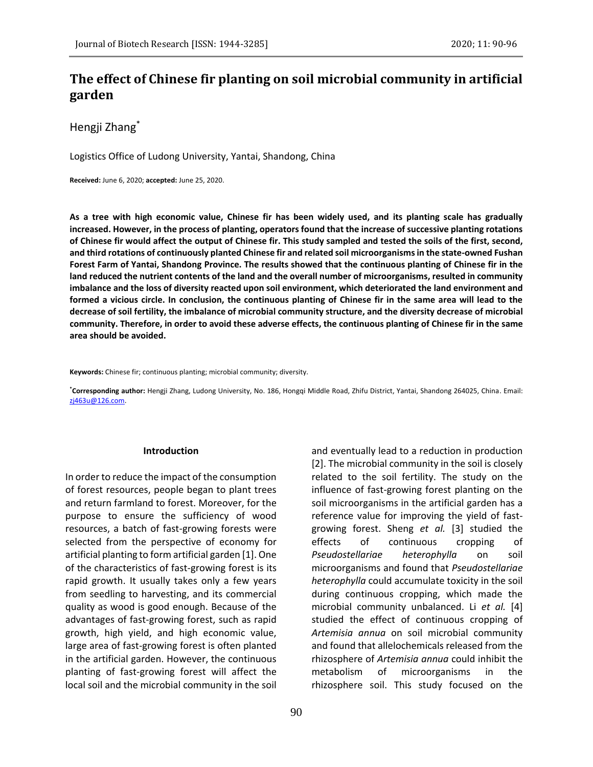# The effect of Chinese fir planting on soil microbial community in artificial garden

Hengji Zhang*

Logistics Office of Ludong University, Yantai, Shandong, China

**Received:** June 6, 2020; **accepted:** June 25, 2020.

**As a tree with high economic value, Chinese fir has been widely used, and its planting scale has gradually increased. However, in the process of planting, operators found that the increase of successive planting rotations of Chinese fir would affect the output of Chinese fir. This study sampled and tested the soils of the first, second, and third rotations of continuously planted Chinese fir and related soil microorganisms in the state-owned Fushan Forest Farm of Yantai, Shandong Province. The results showed that the continuous planting of Chinese fir in the land reduced the nutrient contents of the land and the overall number of microorganisms, resulted in community imbalance and the loss of diversity reacted upon soil environment, which deteriorated the land environment and formed a vicious circle. In conclusion, the continuous planting of Chinese fir in the same area will lead to the decrease of soil fertility, the imbalance of microbial community structure, and the diversity decrease of microbial community. Therefore, in order to avoid these adverse effects, the continuous planting of Chinese fir in the same area should be avoided.**

**Keywords:** Chinese fir; continuous planting; microbial community; diversity.

***Corresponding author:** Hengji Zhang, Ludong University, No. 186, Hongqi Middle Road, Zhifu District, Yantai, Shandong 264025, China. Email: zj463u@126.com.

## Introduction

In order to reduce the impact of the consumption of forest resources, people began to plant trees and return farmland to forest. Moreover, for the purpose to ensure the sufficiency of wood resources, a batch of fast-growing forests were selected from the perspective of economy for artificial planting to form artificial garden [1]. One of the characteristics of fast-growing forest is its rapid growth. It usually takes only a few years from seedling to harvesting, and its commercial quality as wood is good enough. Because of the advantages of fast-growing forest, such as rapid growth, high yield, and high economic value, large area of fast-growing forest is often planted in the artificial garden. However, the continuous planting of fast-growing forest will affect the local soil and the microbial community in the soil and eventually lead to a reduction in production [2]. The microbial community in the soil is closely related to the soil fertility. The study on the influence of fast-growing forest planting on the soil microorganisms in the artificial garden has a reference value for improving the yield of fast-growing forest. Sheng *et al.* [3] studied the effects of continuous cropping of *Pseudostellariae heterophylla* on soil microorganisms and found that *Pseudostellariae heterophylla* could accumulate toxicity in the soil during continuous cropping, which made the microbial community unbalanced. Li *et al.* [4] studied the effect of continuous cropping of *Artemisia annua* on soil microbial community and found that allelochemicals released from the rhizosphere of *Artemisia annua* could inhibit the metabolism of microorganisms in the rhizosphere soil. This study focused on the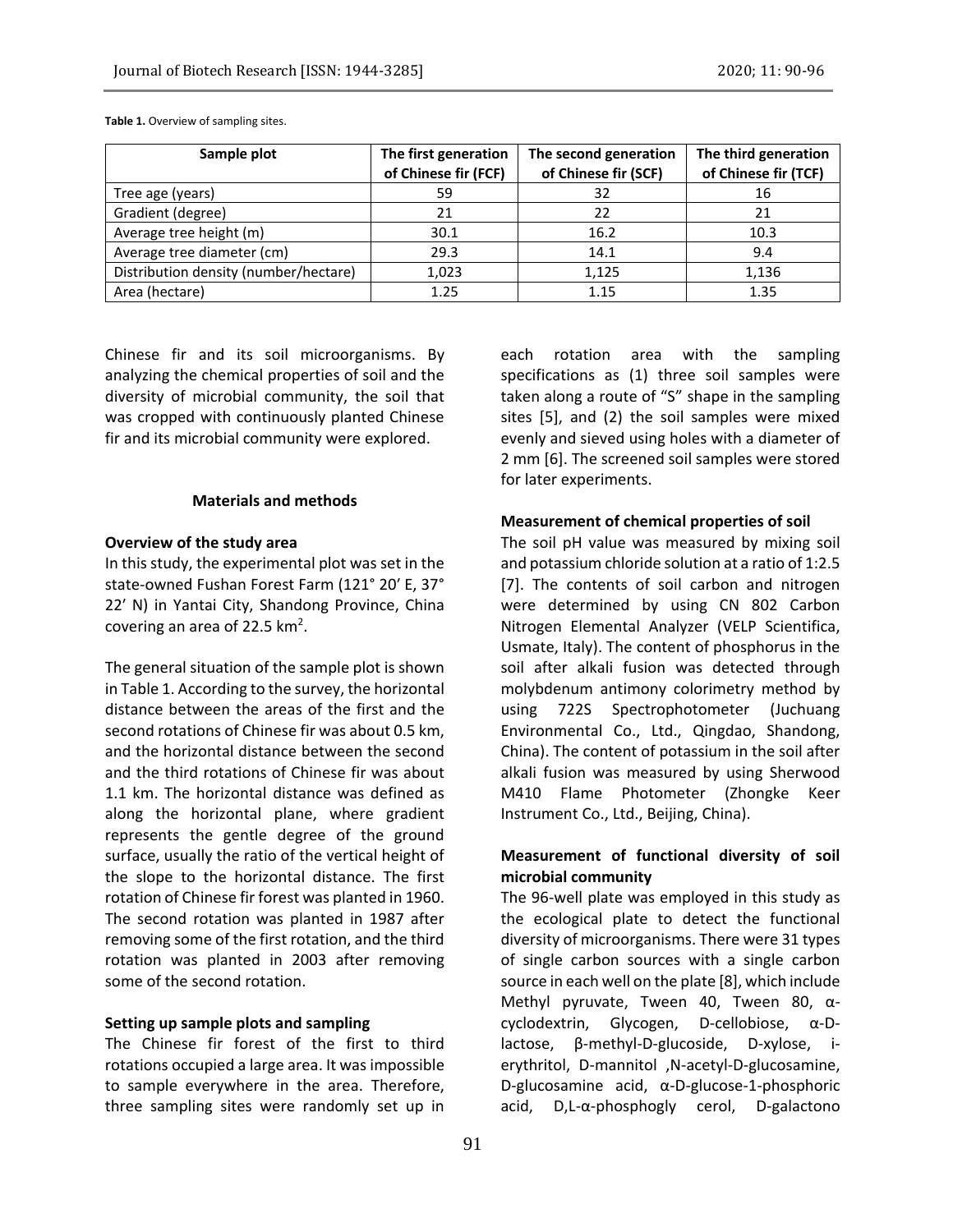**Table 1.** Overview of sampling sites.

| Sample plot | The first generation of Chinese fir (FCF) | The second generation of Chinese fir (SCF) | The third generation of Chinese fir (TCF) |
|---|---|---|---|
| Tree age (years) | 59 | 32 | 16 |
| Gradient (degree) | 21 | 22 | 21 |
| Average tree height (m) | 30.1 | 16.2 | 10.3 |
| Average tree diameter (cm) | 29.3 | 14.1 | 9.4 |
| Distribution density (number/hectare) | 1,023 | 1,125 | 1,136 |
| Area (hectare) | 1.25 | 1.15 | 1.35 |

Chinese fir and its soil microorganisms. By analyzing the chemical properties of soil and the diversity of microbial community, the soil that was cropped with continuously planted Chinese fir and its microbial community were explored.

## Materials and methods

### Overview of the study area

In this study, the experimental plot was set in the state-owned Fushan Forest Farm (121° 20′ E, 37° 22′ N) in Yantai City, Shandong Province, China covering an area of 22.5 km$^2$.

The general situation of the sample plot is shown in Table 1. According to the survey, the horizontal distance between the areas of the first and the second rotations of Chinese fir was about 0.5 km, and the horizontal distance between the second and the third rotations of Chinese fir was about 1.1 km. The horizontal distance was defined as along the horizontal plane, where gradient represents the gentle degree of the ground surface, usually the ratio of the vertical height of the slope to the horizontal distance. The first rotation of Chinese fir forest was planted in 1960. The second rotation was planted in 1987 after removing some of the first rotation, and the third rotation was planted in 2003 after removing some of the second rotation.

### Setting up sample plots and sampling

The Chinese fir forest of the first to third rotations occupied a large area. It was impossible to sample everywhere in the area. Therefore, three sampling sites were randomly set up in each rotation area with the sampling specifications as (1) three soil samples were taken along a route of "S" shape in the sampling sites [5], and (2) the soil samples were mixed evenly and sieved using holes with a diameter of 2 mm [6]. The screened soil samples were stored for later experiments.

### Measurement of chemical properties of soil

The soil pH value was measured by mixing soil and potassium chloride solution at a ratio of 1:2.5 [7]. The contents of soil carbon and nitrogen were determined by using CN 802 Carbon Nitrogen Elemental Analyzer (VELP Scientifica, Usmate, Italy). The content of phosphorus in the soil after alkali fusion was detected through molybdenum antimony colorimetry method by using 722S Spectrophotometer (Juchuang Environmental Co., Ltd., Qingdao, Shandong, China). The content of potassium in the soil after alkali fusion was measured by using Sherwood M410 Flame Photometer (Zhongke Keer Instrument Co., Ltd., Beijing, China).

### Measurement of functional diversity of soil microbial community

The 96-well plate was employed in this study as the ecological plate to detect the functional diversity of microorganisms. There were 31 types of single carbon sources with a single carbon source in each well on the plate [8], which include Methyl pyruvate, Tween 40, Tween 80, α-cyclodextrin, Glycogen, D-cellobiose, α-D-lactose, β-methyl-D-glucoside, D-xylose, i-erythritol, D-mannitol ,N-acetyl-D-glucosamine, D-glucosamine acid, α-D-glucose-1-phosphoric acid, D,L-α-phosphogly cerol, D-galactono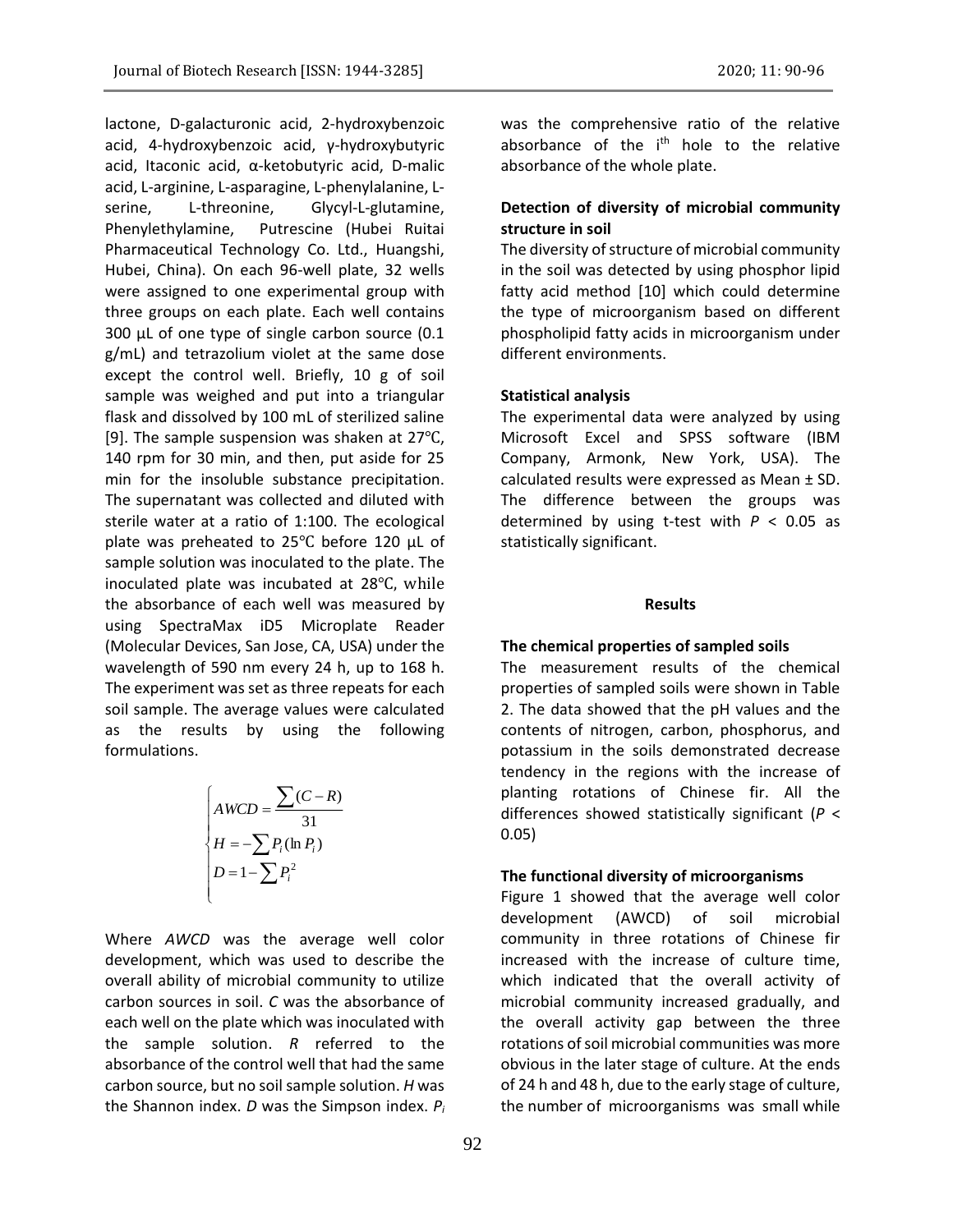lactone, D-galacturonic acid, 2-hydroxybenzoic acid, 4-hydroxybenzoic acid, γ-hydroxybutyric acid, Itaconic acid, α-ketobutyric acid, D-malic acid, L-arginine, L-asparagine, L-phenylalanine, L-serine, L-threonine, Glycyl-L-glutamine, Phenylethylamine, Putrescine (Hubei Ruitai Pharmaceutical Technology Co. Ltd., Huangshi, Hubei, China). On each 96-well plate, 32 wells were assigned to one experimental group with three groups on each plate. Each well contains 300 µL of one type of single carbon source (0.1 g/mL) and tetrazolium violet at the same dose except the control well. Briefly, 10 g of soil sample was weighed and put into a triangular flask and dissolved by 100 mL of sterilized saline [9]. The sample suspension was shaken at 27℃, 140 rpm for 30 min, and then, put aside for 25 min for the insoluble substance precipitation. The supernatant was collected and diluted with sterile water at a ratio of 1:100. The ecological plate was preheated to 25℃ before 120 µL of sample solution was inoculated to the plate. The inoculated plate was incubated at 28℃, while the absorbance of each well was measured by using SpectraMax iD5 Microplate Reader (Molecular Devices, San Jose, CA, USA) under the wavelength of 590 nm every 24 h, up to 168 h. The experiment was set as three repeats for each soil sample. The average values were calculated as the results by using the following formulations.

$$
\begin{cases}
AWCD = \dfrac{\sum (C-R)}{31} \\
H = -\sum P_i (\ln P_i) \\
D = 1 - \sum P_i^2
\end{cases}
$$

Where *AWCD* was the average well color development, which was used to describe the overall ability of microbial community to utilize carbon sources in soil. *C* was the absorbance of each well on the plate which was inoculated with the sample solution. *R* referred to the absorbance of the control well that had the same carbon source, but no soil sample solution. *H* was the Shannon index. *D* was the Simpson index. $P_i$ was the comprehensive ratio of the relative absorbance of the $i^{th}$ hole to the relative absorbance of the whole plate.

**Detection of diversity of microbial community structure in soil**

The diversity of structure of microbial community in the soil was detected by using phosphor lipid fatty acid method [10] which could determine the type of microorganism based on different phospholipid fatty acids in microorganism under different environments.

**Statistical analysis**

The experimental data were analyzed by using Microsoft Excel and SPSS software (IBM Company, Armonk, New York, USA). The calculated results were expressed as Mean ± SD. The difference between the groups was determined by using t-test with $P < 0.05$ as statistically significant.

## Results

**The chemical properties of sampled soils**

The measurement results of the chemical properties of sampled soils were shown in Table 2. The data showed that the pH values and the contents of nitrogen, carbon, phosphorus, and potassium in the soils demonstrated decrease tendency in the regions with the increase of planting rotations of Chinese fir. All the differences showed statistically significant ($P < 0.05$)

**The functional diversity of microorganisms**

Figure 1 showed that the average well color development (AWCD) of soil microbial community in three rotations of Chinese fir increased with the increase of culture time, which indicated that the overall activity of microbial community increased gradually, and the overall activity gap between the three rotations of soil microbial communities was more obvious in the later stage of culture. At the ends of 24 h and 48 h, due to the early stage of culture, the number of microorganisms was small while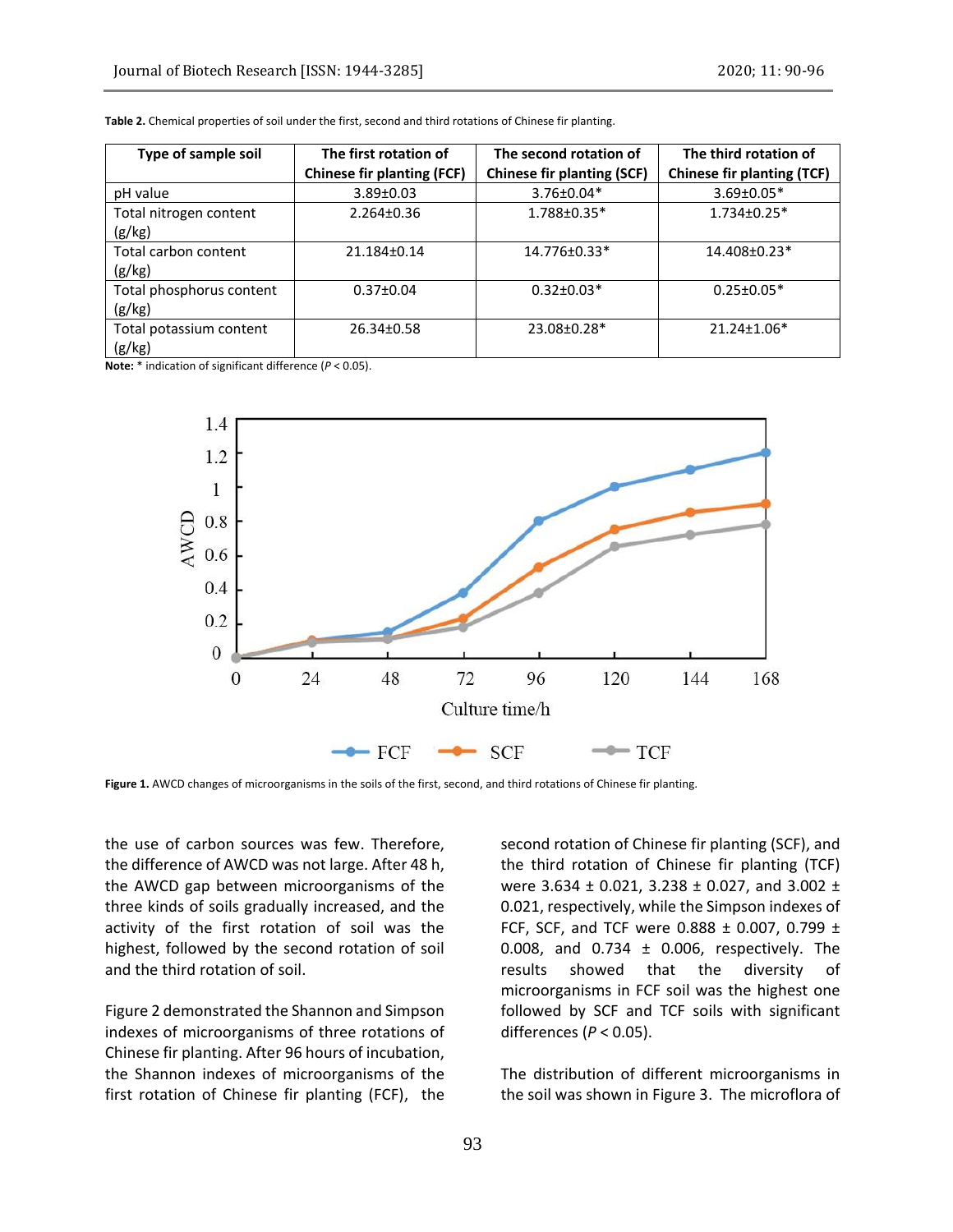**Table 2.** Chemical properties of soil under the first, second and third rotations of Chinese fir planting.

| Type of sample soil | The first rotation of Chinese fir planting (FCF) | The second rotation of Chinese fir planting (SCF) | The third rotation of Chinese fir planting (TCF) |
|---|---|---|---|
| pH value | 3.89±0.03 | 3.76±0.04* | 3.69±0.05* |
| Total nitrogen content (g/kg) | 2.264±0.36 | 1.788±0.35* | 1.734±0.25* |
| Total carbon content (g/kg) | 21.184±0.14 | 14.776±0.33* | 14.408±0.23* |
| Total phosphorus content (g/kg) | 0.37±0.04 | 0.32±0.03* | 0.25±0.05* |
| Total potassium content (g/kg) | 26.34±0.58 | 23.08±0.28* | 21.24±1.06* |

**Note:** * indication of significant difference ($P < 0.05$).

**Figure 1.** AWCD changes of microorganisms in the soils of the first, second, and third rotations of Chinese fir planting.

the use of carbon sources was few. Therefore, the difference of AWCD was not large. After 48 h, the AWCD gap between microorganisms of the three kinds of soils gradually increased, and the activity of the first rotation of soil was the highest, followed by the second rotation of soil and the third rotation of soil.

Figure 2 demonstrated the Shannon and Simpson indexes of microorganisms of three rotations of Chinese fir planting. After 96 hours of incubation, the Shannon indexes of microorganisms of the first rotation of Chinese fir planting (FCF), the second rotation of Chinese fir planting (SCF), and the third rotation of Chinese fir planting (TCF) were 3.634 ± 0.021, 3.238 ± 0.027, and 3.002 ± 0.021, respectively, while the Simpson indexes of FCF, SCF, and TCF were 0.888 ± 0.007, 0.799 ± 0.008, and 0.734 ± 0.006, respectively. The results showed that the diversity of microorganisms in FCF soil was the highest one followed by SCF and TCF soils with significant differences ($P < 0.05$).

The distribution of different microorganisms in the soil was shown in Figure 3. The microflora of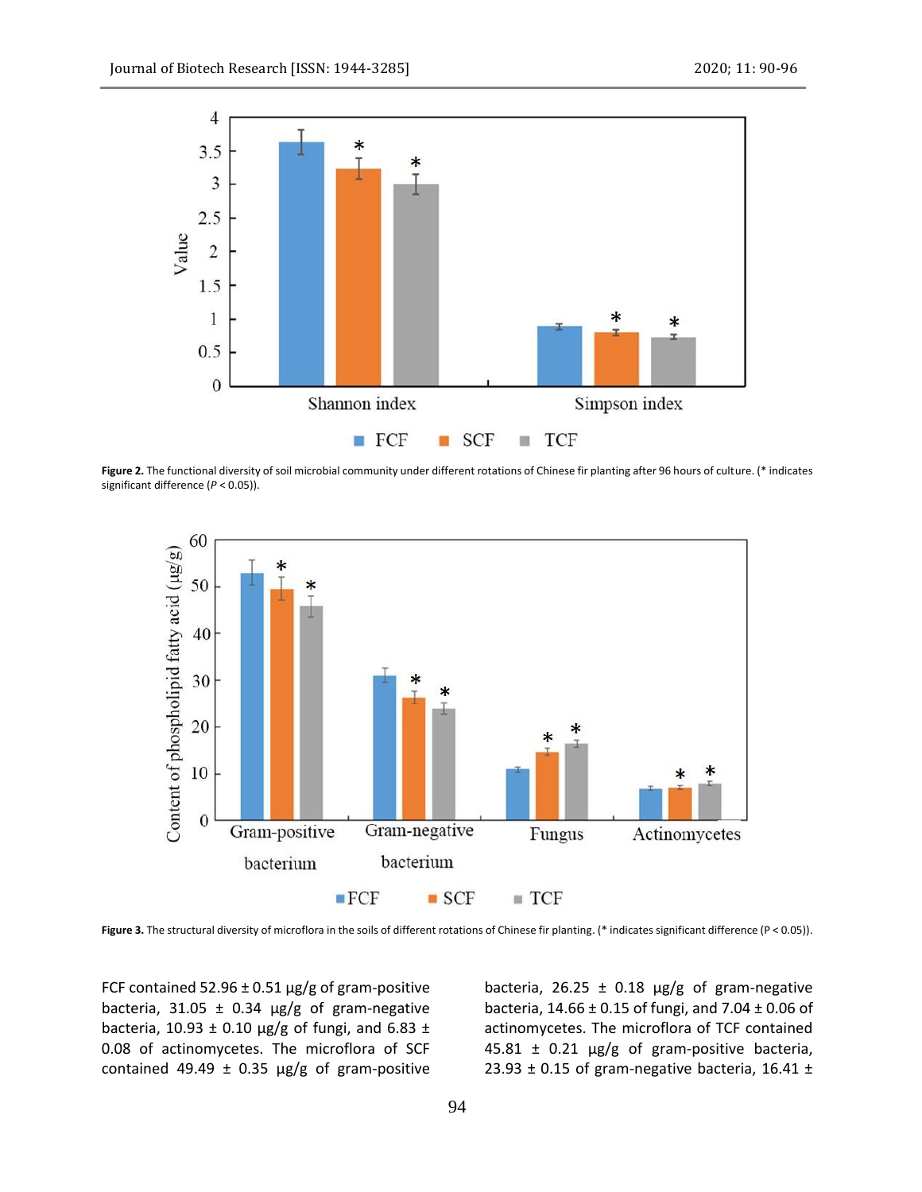**Figure 2.** The functional diversity of soil microbial community under different rotations of Chinese fir planting after 96 hours of culture. (* indicates significant difference ($P < 0.05$)).

**Figure 3.** The structural diversity of microflora in the soils of different rotations of Chinese fir planting. (* indicates significant difference ($P < 0.05$)).

FCF contained 52.96 ± 0.51 μg/g of gram-positive bacteria, 31.05 ± 0.34 μg/g of gram-negative bacteria, 10.93 ± 0.10 μg/g of fungi, and 6.83 ± 0.08 of actinomycetes. The microflora of SCF contained 49.49 ± 0.35 μg/g of gram-positive bacteria, 26.25 ± 0.18 μg/g of gram-negative bacteria, 14.66 ± 0.15 of fungi, and 7.04 ± 0.06 of actinomycetes. The microflora of TCF contained 45.81 ± 0.21 μg/g of gram-positive bacteria, 23.93 ± 0.15 of gram-negative bacteria, 16.41 ±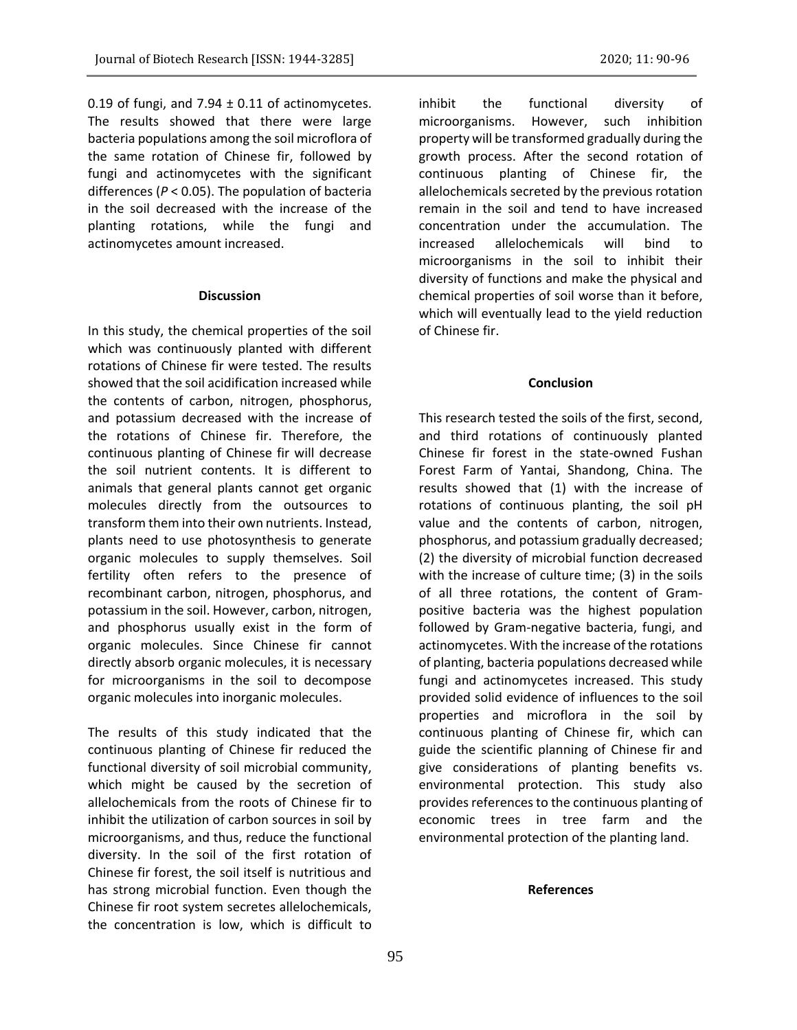0.19 of fungi, and 7.94 ± 0.11 of actinomycetes. The results showed that there were large bacteria populations among the soil microflora of the same rotation of Chinese fir, followed by fungi and actinomycetes with the significant differences ($P < 0.05$). The population of bacteria in the soil decreased with the increase of the planting rotations, while the fungi and actinomycetes amount increased.

## Discussion

In this study, the chemical properties of the soil which was continuously planted with different rotations of Chinese fir were tested. The results showed that the soil acidification increased while the contents of carbon, nitrogen, phosphorus, and potassium decreased with the increase of the rotations of Chinese fir. Therefore, the continuous planting of Chinese fir will decrease the soil nutrient contents. It is different to animals that general plants cannot get organic molecules directly from the outsources to transform them into their own nutrients. Instead, plants need to use photosynthesis to generate organic molecules to supply themselves. Soil fertility often refers to the presence of recombinant carbon, nitrogen, phosphorus, and potassium in the soil. However, carbon, nitrogen, and phosphorus usually exist in the form of organic molecules. Since Chinese fir cannot directly absorb organic molecules, it is necessary for microorganisms in the soil to decompose organic molecules into inorganic molecules.

The results of this study indicated that the continuous planting of Chinese fir reduced the functional diversity of soil microbial community, which might be caused by the secretion of allelochemicals from the roots of Chinese fir to inhibit the utilization of carbon sources in soil by microorganisms, and thus, reduce the functional diversity. In the soil of the first rotation of Chinese fir forest, the soil itself is nutritious and has strong microbial function. Even though the Chinese fir root system secretes allelochemicals, the concentration is low, which is difficult to inhibit the functional diversity of microorganisms. However, such inhibition property will be transformed gradually during the growth process. After the second rotation of continuous planting of Chinese fir, the allelochemicals secreted by the previous rotation remain in the soil and tend to have increased concentration under the accumulation. The increased allelochemicals will bind to microorganisms in the soil to inhibit their diversity of functions and make the physical and chemical properties of soil worse than it before, which will eventually lead to the yield reduction of Chinese fir.

## Conclusion

This research tested the soils of the first, second, and third rotations of continuously planted Chinese fir forest in the state-owned Fushan Forest Farm of Yantai, Shandong, China. The results showed that (1) with the increase of rotations of continuous planting, the soil pH value and the contents of carbon, nitrogen, phosphorus, and potassium gradually decreased; (2) the diversity of microbial function decreased with the increase of culture time; (3) in the soils of all three rotations, the content of Gram-positive bacteria was the highest population followed by Gram-negative bacteria, fungi, and actinomycetes. With the increase of the rotations of planting, bacteria populations decreased while fungi and actinomycetes increased. This study provided solid evidence of influences to the soil properties and microflora in the soil by continuous planting of Chinese fir, which can guide the scientific planning of Chinese fir and give considerations of planting benefits vs. environmental protection. This study also provides references to the continuous planting of economic trees in tree farm and the environmental protection of the planting land.

## References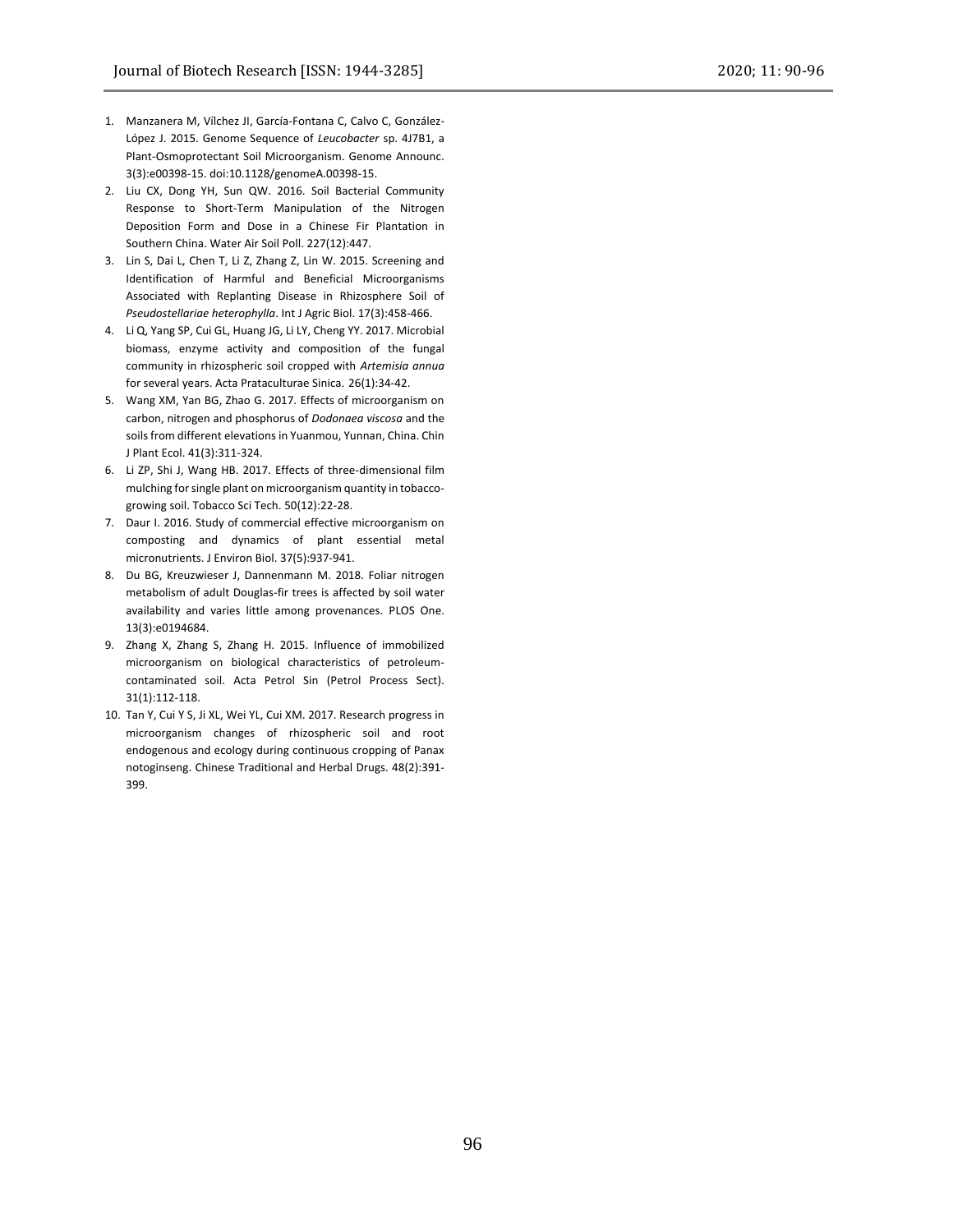1. Manzanera M, Vílchez JI, García-Fontana C, Calvo C, González-López J. 2015. Genome Sequence of *Leucobacter* sp. 4J7B1, a Plant-Osmoprotectant Soil Microorganism. Genome Announc. 3(3):e00398-15. doi:10.1128/genomeA.00398-15.
2. Liu CX, Dong YH, Sun QW. 2016. Soil Bacterial Community Response to Short-Term Manipulation of the Nitrogen Deposition Form and Dose in a Chinese Fir Plantation in Southern China. Water Air Soil Poll. 227(12):447.
3. Lin S, Dai L, Chen T, Li Z, Zhang Z, Lin W. 2015. Screening and Identification of Harmful and Beneficial Microorganisms Associated with Replanting Disease in Rhizosphere Soil of *Pseudostellariae heterophylla*. Int J Agric Biol. 17(3):458-466.
4. Li Q, Yang SP, Cui GL, Huang JG, Li LY, Cheng YY. 2017. Microbial biomass, enzyme activity and composition of the fungal community in rhizospheric soil cropped with *Artemisia annua* for several years. Acta Prataculturae Sinica. 26(1):34-42.
5. Wang XM, Yan BG, Zhao G. 2017. Effects of microorganism on carbon, nitrogen and phosphorus of *Dodonaea viscosa* and the soils from different elevations in Yuanmou, Yunnan, China. Chin J Plant Ecol. 41(3):311-324.
6. Li ZP, Shi J, Wang HB. 2017. Effects of three-dimensional film mulching for single plant on microorganism quantity in tobacco-growing soil. Tobacco Sci Tech. 50(12):22-28.
7. Daur I. 2016. Study of commercial effective microorganism on composting and dynamics of plant essential metal micronutrients. J Environ Biol. 37(5):937-941.
8. Du BG, Kreuzwieser J, Dannenmann M. 2018. Foliar nitrogen metabolism of adult Douglas-fir trees is affected by soil water availability and varies little among provenances. PLOS One. 13(3):e0194684.
9. Zhang X, Zhang S, Zhang H. 2015. Influence of immobilized microorganism on biological characteristics of petroleum-contaminated soil. Acta Petrol Sin (Petrol Process Sect). 31(1):112-118.
10. Tan Y, Cui Y S, Ji XL, Wei YL, Cui XM. 2017. Research progress in microorganism changes of rhizospheric soil and root endogenous and ecology during continuous cropping of Panax notoginseng. Chinese Traditional and Herbal Drugs. 48(2):391-399.